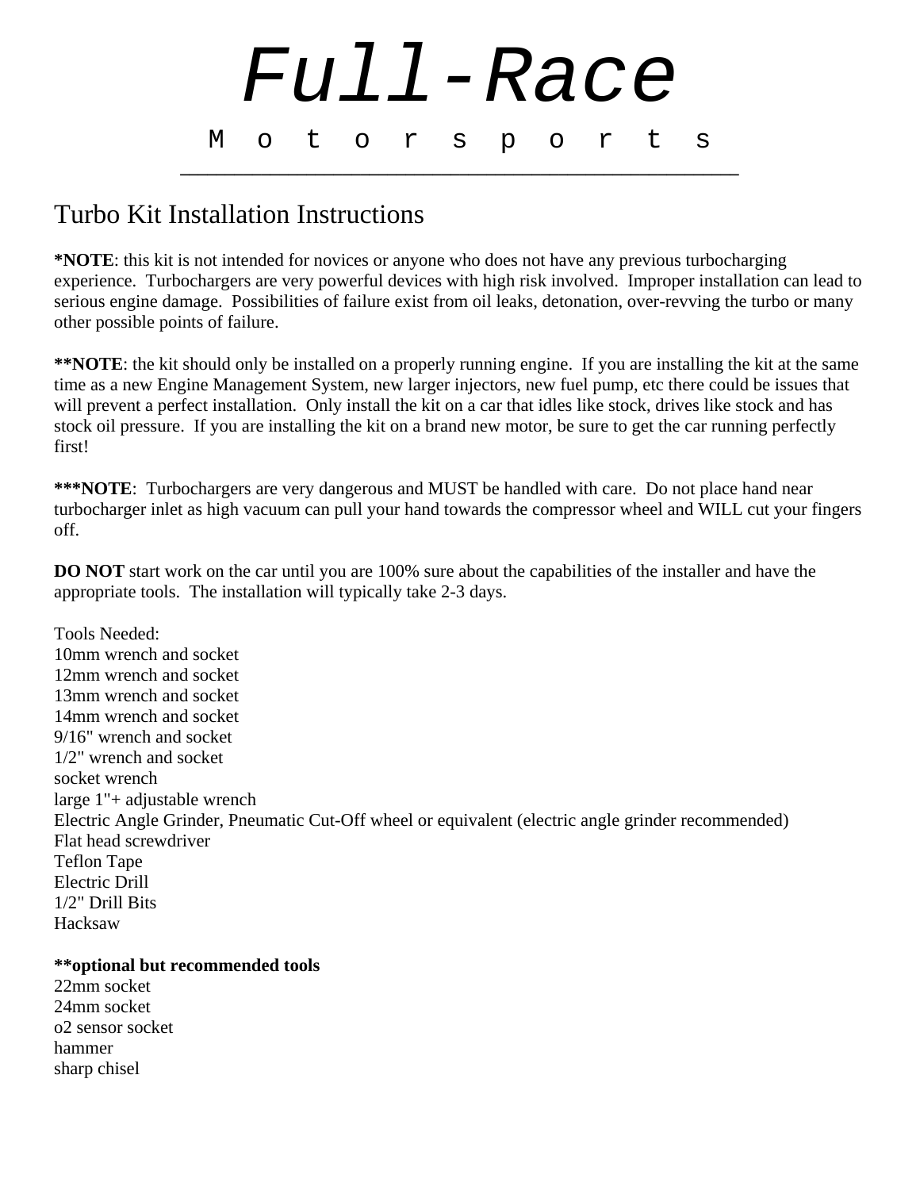# Full-Race

M o t o r s p o r t s

---

## Turbo Kit Installation Instructions

***NOTE**: this kit is not intended for novices or anyone who does not have any previous turbocharging experience. Turbochargers are very powerful devices with high risk involved. Improper installation can lead to serious engine damage. Possibilities of failure exist from oil leaks, detonation, over-revving the turbo or many other possible points of failure.

****NOTE**: the kit should only be installed on a properly running engine. If you are installing the kit at the same time as a new Engine Management System, new larger injectors, new fuel pump, etc there could be issues that will prevent a perfect installation. Only install the kit on a car that idles like stock, drives like stock and has stock oil pressure. If you are installing the kit on a brand new motor, be sure to get the car running perfectly first!

*****NOTE**: Turbochargers are very dangerous and MUST be handled with care. Do not place hand near turbocharger inlet as high vacuum can pull your hand towards the compressor wheel and WILL cut your fingers off.

**DO NOT** start work on the car until you are 100% sure about the capabilities of the installer and have the appropriate tools. The installation will typically take 2-3 days.

Tools Needed:
10mm wrench and socket
12mm wrench and socket
13mm wrench and socket
14mm wrench and socket
9/16" wrench and socket
1/2" wrench and socket
socket wrench
large 1"+ adjustable wrench
Electric Angle Grinder, Pneumatic Cut-Off wheel or equivalent (electric angle grinder recommended)
Flat head screwdriver
Teflon Tape
Electric Drill
1/2" Drill Bits
Hacksaw

****optional but recommended tools**
22mm socket
24mm socket
o2 sensor socket
hammer
sharp chisel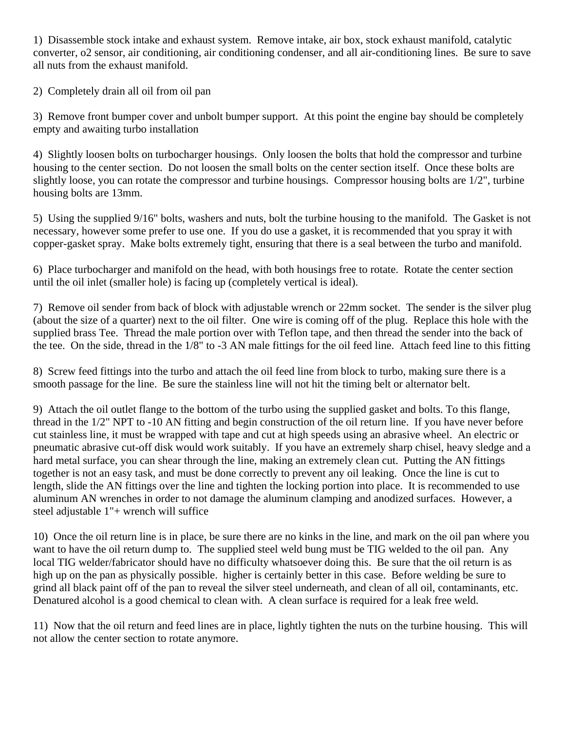1)  Disassemble stock intake and exhaust system.  Remove intake, air box, stock exhaust manifold, catalytic converter, o2 sensor, air conditioning, air conditioning condenser, and all air-conditioning lines.  Be sure to save all nuts from the exhaust manifold.

2)  Completely drain all oil from oil pan

3)  Remove front bumper cover and unbolt bumper support.  At this point the engine bay should be completely empty and awaiting turbo installation

4)  Slightly loosen bolts on turbocharger housings.  Only loosen the bolts that hold the compressor and turbine housing to the center section.  Do not loosen the small bolts on the center section itself.  Once these bolts are slightly loose, you can rotate the compressor and turbine housings.  Compressor housing bolts are 1/2", turbine housing bolts are 13mm.

5)  Using the supplied 9/16" bolts, washers and nuts, bolt the turbine housing to the manifold.  The Gasket is not necessary, however some prefer to use one.  If you do use a gasket, it is recommended that you spray it with copper-gasket spray.  Make bolts extremely tight, ensuring that there is a seal between the turbo and manifold.

6)  Place turbocharger and manifold on the head, with both housings free to rotate.  Rotate the center section until the oil inlet (smaller hole) is facing up (completely vertical is ideal).

7)  Remove oil sender from back of block with adjustable wrench or 22mm socket.  The sender is the silver plug (about the size of a quarter) next to the oil filter.  One wire is coming off of the plug.  Replace this hole with the supplied brass Tee.  Thread the male portion over with Teflon tape, and then thread the sender into the back of the tee.  On the side, thread in the 1/8" to -3 AN male fittings for the oil feed line.  Attach feed line to this fitting

8)  Screw feed fittings into the turbo and attach the oil feed line from block to turbo, making sure there is a smooth passage for the line.  Be sure the stainless line will not hit the timing belt or alternator belt.

9)  Attach the oil outlet flange to the bottom of the turbo using the supplied gasket and bolts. To this flange, thread in the 1/2" NPT to -10 AN fitting and begin construction of the oil return line.  If you have never before cut stainless line, it must be wrapped with tape and cut at high speeds using an abrasive wheel.  An electric or pneumatic abrasive cut-off disk would work suitably.  If you have an extremely sharp chisel, heavy sledge and a hard metal surface, you can shear through the line, making an extremely clean cut.  Putting the AN fittings together is not an easy task, and must be done correctly to prevent any oil leaking.  Once the line is cut to length, slide the AN fittings over the line and tighten the locking portion into place.  It is recommended to use aluminum AN wrenches in order to not damage the aluminum clamping and anodized surfaces.  However, a steel adjustable 1"+ wrench will suffice

10)  Once the oil return line is in place, be sure there are no kinks in the line, and mark on the oil pan where you want to have the oil return dump to.  The supplied steel weld bung must be TIG welded to the oil pan.  Any local TIG welder/fabricator should have no difficulty whatsoever doing this.  Be sure that the oil return is as high up on the pan as physically possible.  higher is certainly better in this case.  Before welding be sure to grind all black paint off of the pan to reveal the silver steel underneath, and clean of all oil, contaminants, etc.  Denatured alcohol is a good chemical to clean with.  A clean surface is required for a leak free weld.

11)  Now that the oil return and feed lines are in place, lightly tighten the nuts on the turbine housing.  This will not allow the center section to rotate anymore.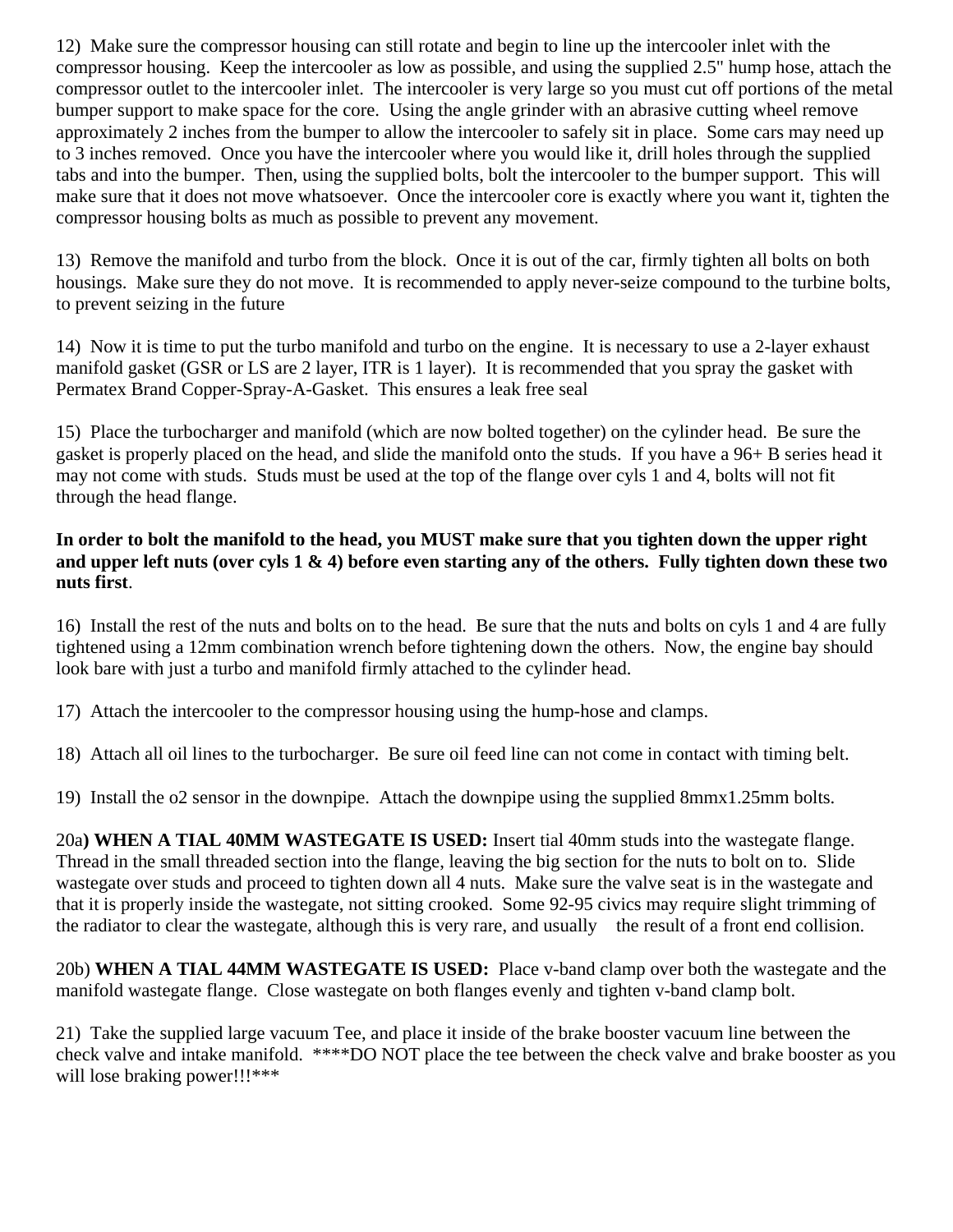12) Make sure the compressor housing can still rotate and begin to line up the intercooler inlet with the compressor housing. Keep the intercooler as low as possible, and using the supplied 2.5" hump hose, attach the compressor outlet to the intercooler inlet. The intercooler is very large so you must cut off portions of the metal bumper support to make space for the core. Using the angle grinder with an abrasive cutting wheel remove approximately 2 inches from the bumper to allow the intercooler to safely sit in place. Some cars may need up to 3 inches removed. Once you have the intercooler where you would like it, drill holes through the supplied tabs and into the bumper. Then, using the supplied bolts, bolt the intercooler to the bumper support. This will make sure that it does not move whatsoever. Once the intercooler core is exactly where you want it, tighten the compressor housing bolts as much as possible to prevent any movement.

13) Remove the manifold and turbo from the block. Once it is out of the car, firmly tighten all bolts on both housings. Make sure they do not move. It is recommended to apply never-seize compound to the turbine bolts, to prevent seizing in the future

14) Now it is time to put the turbo manifold and turbo on the engine. It is necessary to use a 2-layer exhaust manifold gasket (GSR or LS are 2 layer, ITR is 1 layer). It is recommended that you spray the gasket with Permatex Brand Copper-Spray-A-Gasket. This ensures a leak free seal

15) Place the turbocharger and manifold (which are now bolted together) on the cylinder head. Be sure the gasket is properly placed on the head, and slide the manifold onto the studs. If you have a 96+ B series head it may not come with studs. Studs must be used at the top of the flange over cyls 1 and 4, bolts will not fit through the head flange.

**In order to bolt the manifold to the head, you MUST make sure that you tighten down the upper right and upper left nuts (over cyls 1 & 4) before even starting any of the others. Fully tighten down these two nuts first**.

16) Install the rest of the nuts and bolts on to the head. Be sure that the nuts and bolts on cyls 1 and 4 are fully tightened using a 12mm combination wrench before tightening down the others. Now, the engine bay should look bare with just a turbo and manifold firmly attached to the cylinder head.

17) Attach the intercooler to the compressor housing using the hump-hose and clamps.

18) Attach all oil lines to the turbocharger. Be sure oil feed line can not come in contact with timing belt.

19) Install the o2 sensor in the downpipe. Attach the downpipe using the supplied 8mmx1.25mm bolts.

20a**) WHEN A TIAL 40MM WASTEGATE IS USED:** Insert tial 40mm studs into the wastegate flange. Thread in the small threaded section into the flange, leaving the big section for the nuts to bolt on to. Slide wastegate over studs and proceed to tighten down all 4 nuts. Make sure the valve seat is in the wastegate and that it is properly inside the wastegate, not sitting crooked. Some 92-95 civics may require slight trimming of the radiator to clear the wastegate, although this is very rare, and usually the result of a front end collision.

20b) **WHEN A TIAL 44MM WASTEGATE IS USED:** Place v-band clamp over both the wastegate and the manifold wastegate flange. Close wastegate on both flanges evenly and tighten v-band clamp bolt.

21) Take the supplied large vacuum Tee, and place it inside of the brake booster vacuum line between the check valve and intake manifold. ****DO NOT place the tee between the check valve and brake booster as you will lose braking power!!!***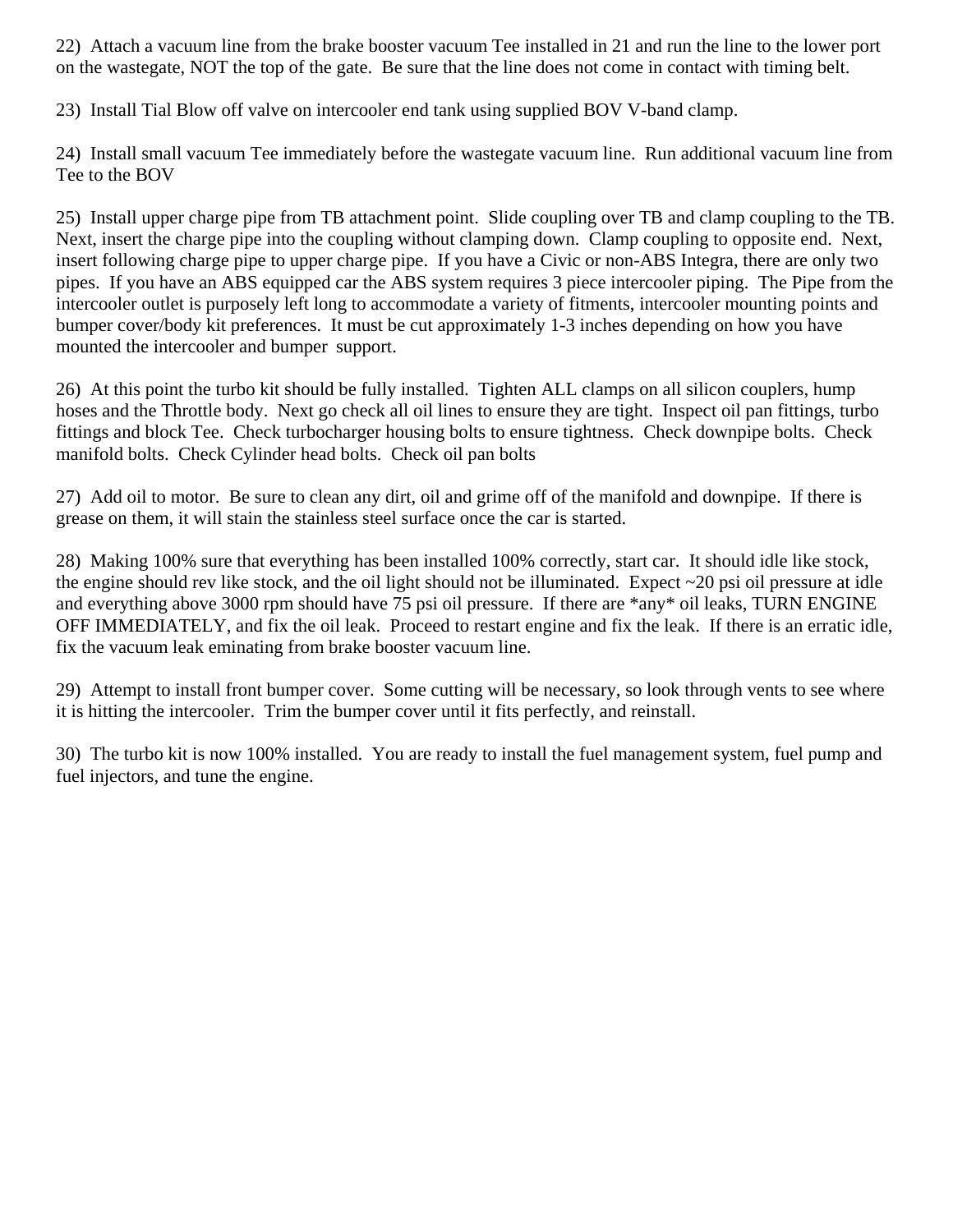22) Attach a vacuum line from the brake booster vacuum Tee installed in 21 and run the line to the lower port on the wastegate, NOT the top of the gate. Be sure that the line does not come in contact with timing belt.

23) Install Tial Blow off valve on intercooler end tank using supplied BOV V-band clamp.

24) Install small vacuum Tee immediately before the wastegate vacuum line. Run additional vacuum line from Tee to the BOV

25) Install upper charge pipe from TB attachment point. Slide coupling over TB and clamp coupling to the TB. Next, insert the charge pipe into the coupling without clamping down. Clamp coupling to opposite end. Next, insert following charge pipe to upper charge pipe. If you have a Civic or non-ABS Integra, there are only two pipes. If you have an ABS equipped car the ABS system requires 3 piece intercooler piping. The Pipe from the intercooler outlet is purposely left long to accommodate a variety of fitments, intercooler mounting points and bumper cover/body kit preferences. It must be cut approximately 1-3 inches depending on how you have mounted the intercooler and bumper support.

26) At this point the turbo kit should be fully installed. Tighten ALL clamps on all silicon couplers, hump hoses and the Throttle body. Next go check all oil lines to ensure they are tight. Inspect oil pan fittings, turbo fittings and block Tee. Check turbocharger housing bolts to ensure tightness. Check downpipe bolts. Check manifold bolts. Check Cylinder head bolts. Check oil pan bolts

27) Add oil to motor. Be sure to clean any dirt, oil and grime off of the manifold and downpipe. If there is grease on them, it will stain the stainless steel surface once the car is started.

28) Making 100% sure that everything has been installed 100% correctly, start car. It should idle like stock, the engine should rev like stock, and the oil light should not be illuminated. Expect ~20 psi oil pressure at idle and everything above 3000 rpm should have 75 psi oil pressure. If there are *any* oil leaks, TURN ENGINE OFF IMMEDIATELY, and fix the oil leak. Proceed to restart engine and fix the leak. If there is an erratic idle, fix the vacuum leak eminating from brake booster vacuum line.

29) Attempt to install front bumper cover. Some cutting will be necessary, so look through vents to see where it is hitting the intercooler. Trim the bumper cover until it fits perfectly, and reinstall.

30) The turbo kit is now 100% installed. You are ready to install the fuel management system, fuel pump and fuel injectors, and tune the engine.